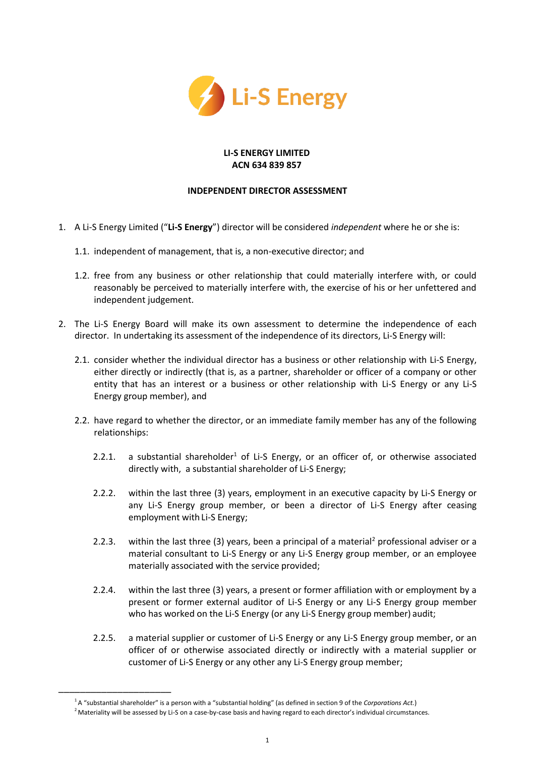**LI-S ENERGY LIMITED**
**ACN 634 839 857**

**INDEPENDENT DIRECTOR ASSESSMENT**

1. A Li-S Energy Limited ("**Li-S Energy**") director will be considered *independent* where he or she is:

   1.1. independent of management, that is, a non-executive director; and

   1.2. free from any business or other relationship that could materially interfere with, or could reasonably be perceived to materially interfere with, the exercise of his or her unfettered and independent judgement.

2. The Li-S Energy Board will make its own assessment to determine the independence of each director. In undertaking its assessment of the independence of its directors, Li-S Energy will:

   2.1. consider whether the individual director has a business or other relationship with Li-S Energy, either directly or indirectly (that is, as a partner, shareholder or officer of a company or other entity that has an interest or a business or other relationship with Li-S Energy or any Li-S Energy group member), and

   2.2. have regard to whether the director, or an immediate family member has any of the following relationships:

      2.2.1. a substantial shareholder[1] of Li-S Energy, or an officer of, or otherwise associated directly with, a substantial shareholder of Li-S Energy;

      2.2.2. within the last three (3) years, employment in an executive capacity by Li-S Energy or any Li-S Energy group member, or been a director of Li-S Energy after ceasing employment with Li-S Energy;

      2.2.3. within the last three (3) years, been a principal of a material[2] professional adviser or a material consultant to Li-S Energy or any Li-S Energy group member, or an employee materially associated with the service provided;

      2.2.4. within the last three (3) years, a present or former affiliation with or employment by a present or former external auditor of Li-S Energy or any Li-S Energy group member who has worked on the Li-S Energy (or any Li-S Energy group member) audit;

      2.2.5. a material supplier or customer of Li-S Energy or any Li-S Energy group member, or an officer of or otherwise associated directly or indirectly with a material supplier or customer of Li-S Energy or any other any Li-S Energy group member;

---

[1] A "substantial shareholder" is a person with a "substantial holding" (as defined in section 9 of the *Corporations Act*.)

[2] Materiality will be assessed by Li-S on a case-by-case basis and having regard to each director's individual circumstances.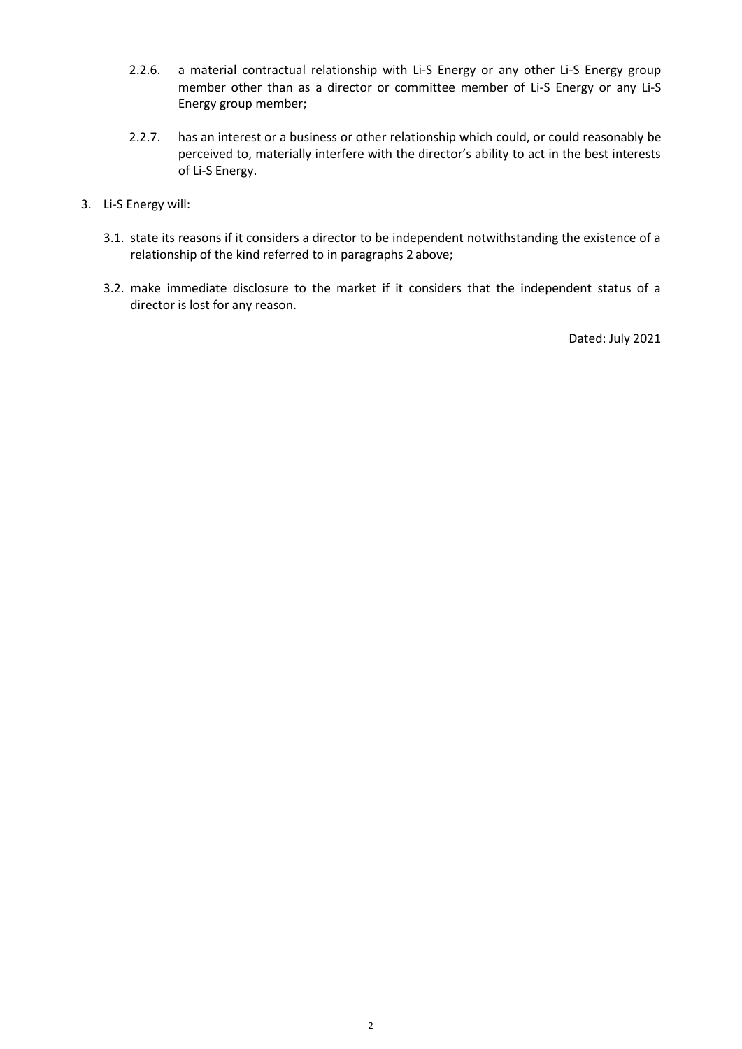2.2.6. a material contractual relationship with Li-S Energy or any other Li-S Energy group member other than as a director or committee member of Li-S Energy or any Li-S Energy group member;

2.2.7. has an interest or a business or other relationship which could, or could reasonably be perceived to, materially interfere with the director's ability to act in the best interests of Li-S Energy.

3. Li-S Energy will:

3.1. state its reasons if it considers a director to be independent notwithstanding the existence of a relationship of the kind referred to in paragraphs 2 above;

3.2. make immediate disclosure to the market if it considers that the independent status of a director is lost for any reason.

Dated: July 2021